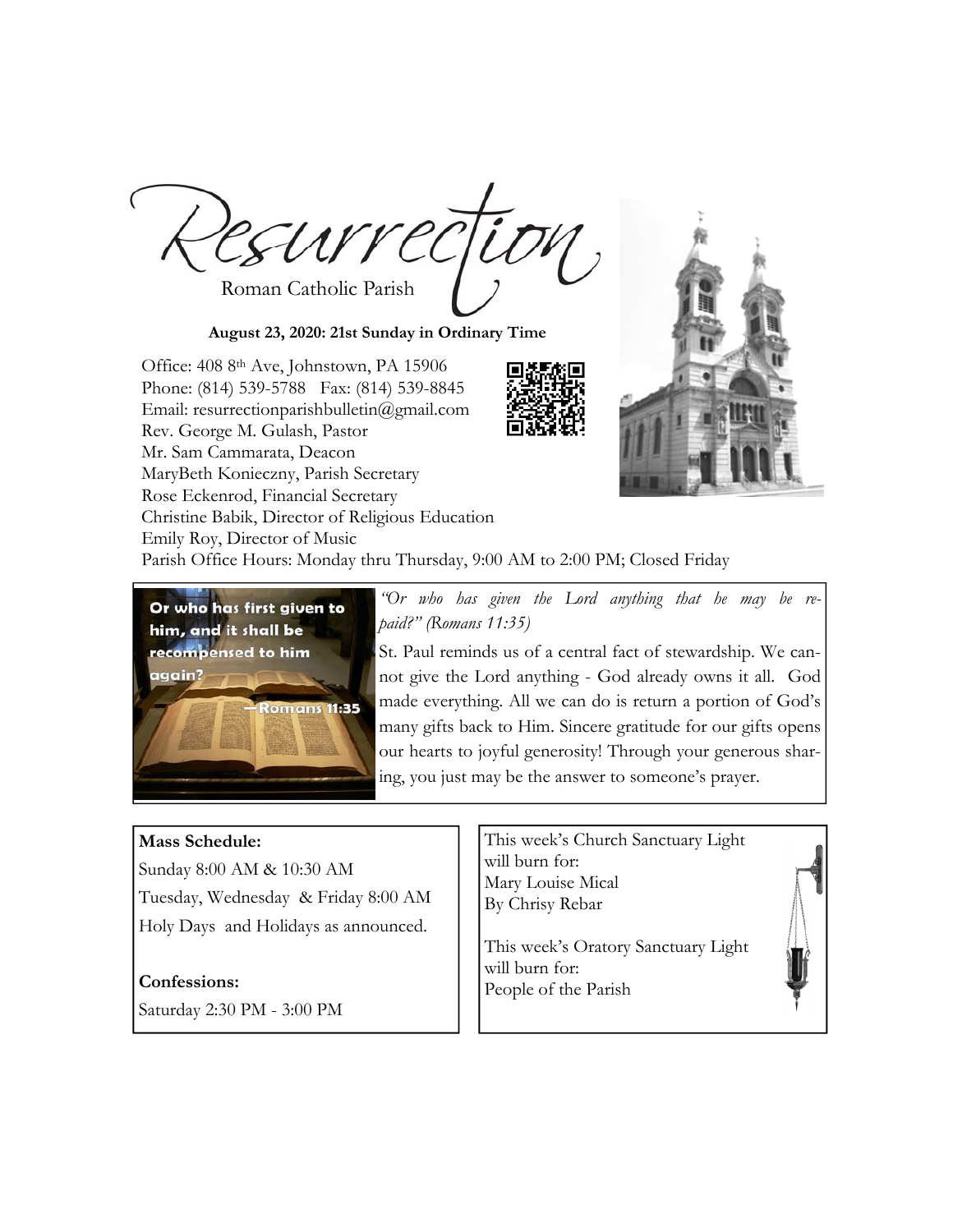# Resurrection

Roman Catholic Parish

**August 23, 2020: 21st Sunday in Ordinary Time**

Office: 408 8th Ave, Johnstown, PA 15906
Phone: (814) 539-5788 Fax: (814) 539-8845
Email: resurrectionparishbulletin@gmail.com
Rev. George M. Gulash, Pastor
Mr. Sam Cammarata, Deacon
MaryBeth Konieczny, Parish Secretary
Rose Eckenrod, Financial Secretary
Christine Babik, Director of Religious Education
Emily Roy, Director of Music
Parish Office Hours: Monday thru Thursday, 9:00 AM to 2:00 PM; Closed Friday

Or who has first given to him, and it shall be recompensed to him again? —Romans 11:35

*"Or who has given the Lord anything that he may be repaid?" (Romans 11:35)*

St. Paul reminds us of a central fact of stewardship. We cannot give the Lord anything - God already owns it all. God made everything. All we can do is return a portion of God's many gifts back to Him. Sincere gratitude for our gifts opens our hearts to joyful generosity! Through your generous sharing, you just may be the answer to someone's prayer.

**Mass Schedule:**

Sunday 8:00 AM & 10:30 AM
Tuesday, Wednesday & Friday 8:00 AM
Holy Days and Holidays as announced.

**Confessions:**

Saturday 2:30 PM - 3:00 PM

This week's Church Sanctuary Light will burn for:
Mary Louise Mical
By Chrisy Rebar

This week's Oratory Sanctuary Light will burn for:
People of the Parish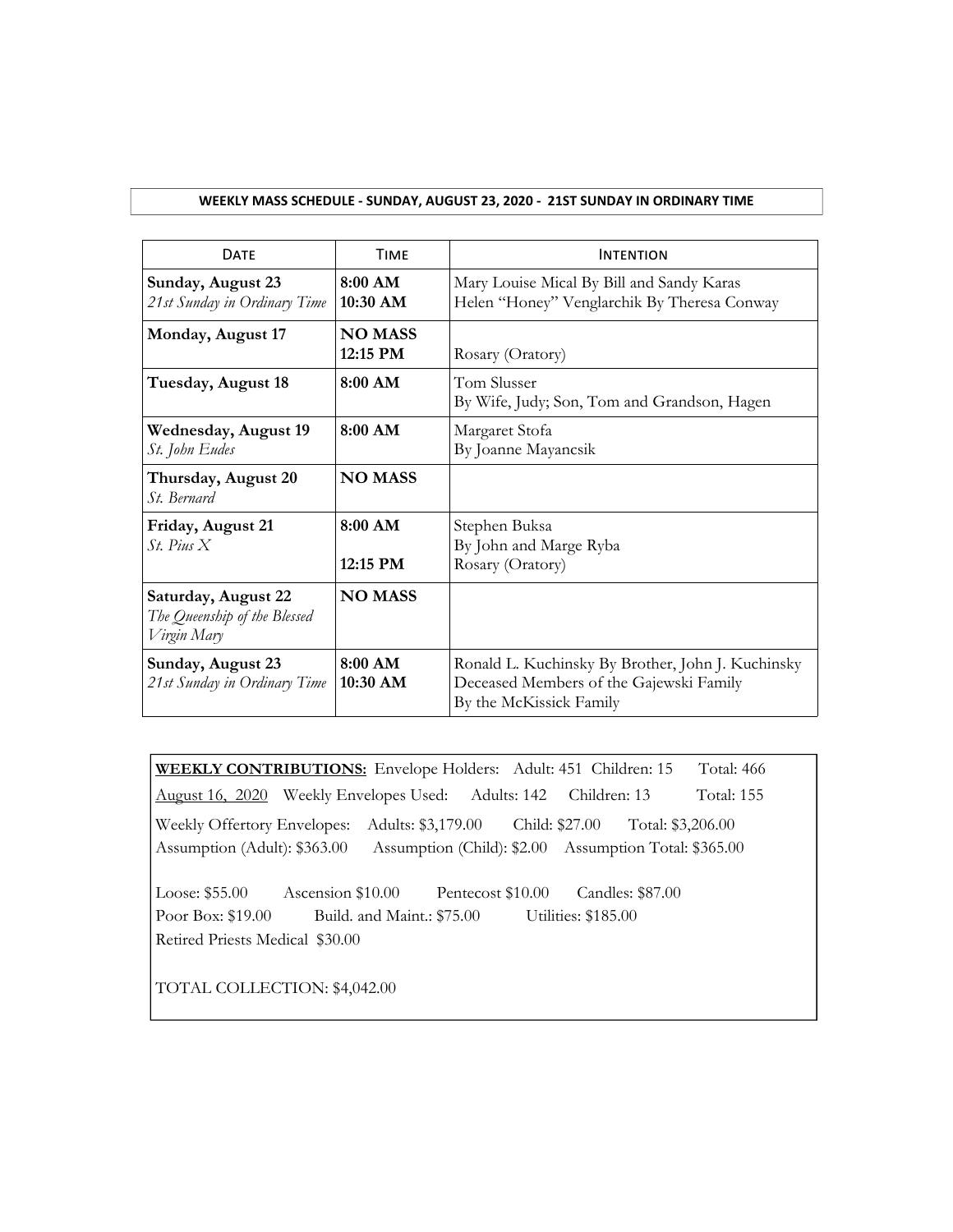**WEEKLY MASS SCHEDULE - SUNDAY, AUGUST 23, 2020 - 21ST SUNDAY IN ORDINARY TIME**

| Date | Time | Intention |
|---|---|---|
| **Sunday, August 23**<br>*21st Sunday in Ordinary Time* | **8:00 AM**<br>**10:30 AM** | Mary Louise Mical By Bill and Sandy Karas<br>Helen "Honey" Venglarchik By Theresa Conway |
| **Monday, August 17** | **NO MASS**<br>**12:15 PM** | <br>Rosary (Oratory) |
| **Tuesday, August 18** | **8:00 AM** | Tom Slusser<br>By Wife, Judy; Son, Tom and Grandson, Hagen |
| **Wednesday, August 19**<br>*St. John Eudes* | **8:00 AM** | Margaret Stofa<br>By Joanne Mayancsik |
| **Thursday, August 20**<br>*St. Bernard* | **NO MASS** | |
| **Friday, August 21**<br>*St. Pius X* | **8:00 AM**<br><br>**12:15 PM** | Stephen Buksa<br>By John and Marge Ryba<br>Rosary (Oratory) |
| **Saturday, August 22**<br>*The Queenship of the Blessed Virgin Mary* | **NO MASS** | |
| **Sunday, August 23**<br>*21st Sunday in Ordinary Time* | **8:00 AM**<br>**10:30 AM** | Ronald L. Kuchinsky By Brother, John J. Kuchinsky<br>Deceased Members of the Gajewski Family<br>By the McKissick Family |

**WEEKLY CONTRIBUTIONS:** Envelope Holders: Adult: 451 Children: 15 Total: 466

August 16, 2020 Weekly Envelopes Used: Adults: 142 Children: 13 Total: 155

Weekly Offertory Envelopes: Adults: $3,179.00 Child: $27.00 Total: $3,206.00
Assumption (Adult): $363.00 Assumption (Child): $2.00 Assumption Total: $365.00

Loose: $55.00 Ascension $10.00 Pentecost $10.00 Candles: $87.00
Poor Box: $19.00 Build. and Maint.: $75.00 Utilities: $185.00
Retired Priests Medical $30.00

TOTAL COLLECTION: $4,042.00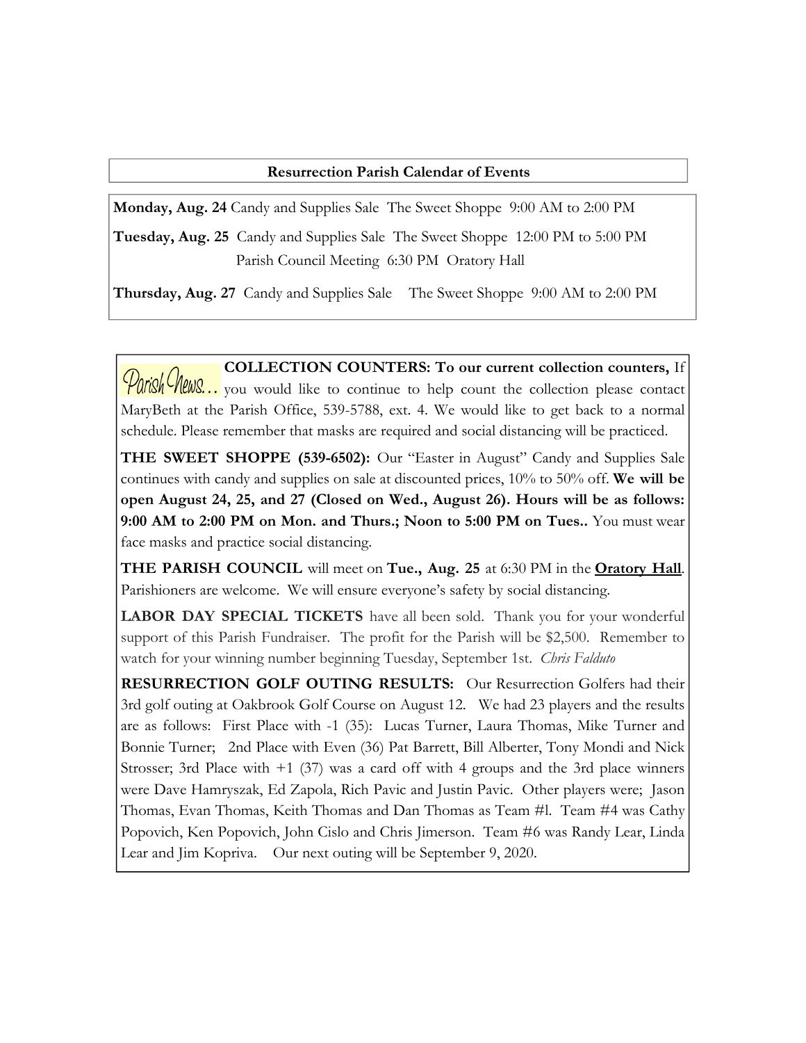## Resurrection Parish Calendar of Events

**Monday, Aug. 24** Candy and Supplies Sale The Sweet Shoppe 9:00 AM to 2:00 PM

**Tuesday, Aug. 25** Candy and Supplies Sale The Sweet Shoppe 12:00 PM to 5:00 PM
Parish Council Meeting 6:30 PM Oratory Hall

**Thursday, Aug. 27** Candy and Supplies Sale The Sweet Shoppe 9:00 AM to 2:00 PM

Parish News...

**COLLECTION COUNTERS: To our current collection counters,** If you would like to continue to help count the collection please contact MaryBeth at the Parish Office, 539-5788, ext. 4. We would like to get back to a normal schedule. Please remember that masks are required and social distancing will be practiced.

**THE SWEET SHOPPE (539-6502):** Our "Easter in August" Candy and Supplies Sale continues with candy and supplies on sale at discounted prices, 10% to 50% off. **We will be open August 24, 25, and 27 (Closed on Wed., August 26). Hours will be as follows: 9:00 AM to 2:00 PM on Mon. and Thurs.; Noon to 5:00 PM on Tues..** You must wear face masks and practice social distancing.

**THE PARISH COUNCIL** will meet on **Tue., Aug. 25** at 6:30 PM in the **Oratory Hall**. Parishioners are welcome. We will ensure everyone's safety by social distancing.

**LABOR DAY SPECIAL TICKETS** have all been sold. Thank you for your wonderful support of this Parish Fundraiser. The profit for the Parish will be $2,500. Remember to watch for your winning number beginning Tuesday, September 1st. *Chris Falduto*

**RESURRECTION GOLF OUTING RESULTS:** Our Resurrection Golfers had their 3rd golf outing at Oakbrook Golf Course on August 12. We had 23 players and the results are as follows: First Place with -1 (35): Lucas Turner, Laura Thomas, Mike Turner and Bonnie Turner; 2nd Place with Even (36) Pat Barrett, Bill Alberter, Tony Mondi and Nick Strosser; 3rd Place with +1 (37) was a card off with 4 groups and the 3rd place winners were Dave Hamryszak, Ed Zapola, Rich Pavic and Justin Pavic. Other players were; Jason Thomas, Evan Thomas, Keith Thomas and Dan Thomas as Team #l. Team #4 was Cathy Popovich, Ken Popovich, John Cislo and Chris Jimerson. Team #6 was Randy Lear, Linda Lear and Jim Kopriva. Our next outing will be September 9, 2020.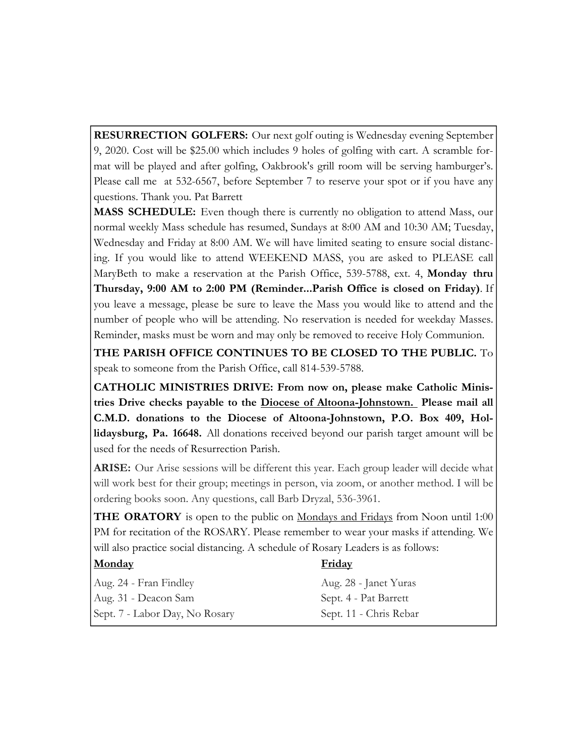**RESURRECTION GOLFERS:** Our next golf outing is Wednesday evening September 9, 2020. Cost will be $25.00 which includes 9 holes of golfing with cart. A scramble format will be played and after golfing, Oakbrook's grill room will be serving hamburger's. Please call me at 532-6567, before September 7 to reserve your spot or if you have any questions. Thank you. Pat Barrett

**MASS SCHEDULE:** Even though there is currently no obligation to attend Mass, our normal weekly Mass schedule has resumed, Sundays at 8:00 AM and 10:30 AM; Tuesday, Wednesday and Friday at 8:00 AM. We will have limited seating to ensure social distancing. If you would like to attend WEEKEND MASS, you are asked to PLEASE call MaryBeth to make a reservation at the Parish Office, 539-5788, ext. 4, **Monday thru Thursday, 9:00 AM to 2:00 PM (Reminder...Parish Office is closed on Friday)**. If you leave a message, please be sure to leave the Mass you would like to attend and the number of people who will be attending. No reservation is needed for weekday Masses. Reminder, masks must be worn and may only be removed to receive Holy Communion.

**THE PARISH OFFICE CONTINUES TO BE CLOSED TO THE PUBLIC.** To speak to someone from the Parish Office, call 814-539-5788.

**CATHOLIC MINISTRIES DRIVE: From now on, please make Catholic Ministries Drive checks payable to the <u>Diocese of Altoona-Johnstown.</u> Please mail all C.M.D. donations to the Diocese of Altoona-Johnstown, P.O. Box 409, Hollidaysburg, Pa. 16648.** All donations received beyond our parish target amount will be used for the needs of Resurrection Parish.

**ARISE:** Our Arise sessions will be different this year. Each group leader will decide what will work best for their group; meetings in person, via zoom, or another method. I will be ordering books soon. Any questions, call Barb Dryzal, 536-3961.

**THE ORATORY** is open to the public on <u>Mondays and Fridays</u> from Noon until 1:00 PM for recitation of the ROSARY. Please remember to wear your masks if attending. We will also practice social distancing. A schedule of Rosary Leaders is as follows:

| **Monday** | **Friday** |
|---|---|
| Aug. 24 - Fran Findley | Aug. 28 - Janet Yuras |
| Aug. 31 - Deacon Sam | Sept. 4 - Pat Barrett |
| Sept. 7 - Labor Day, No Rosary | Sept. 11 - Chris Rebar |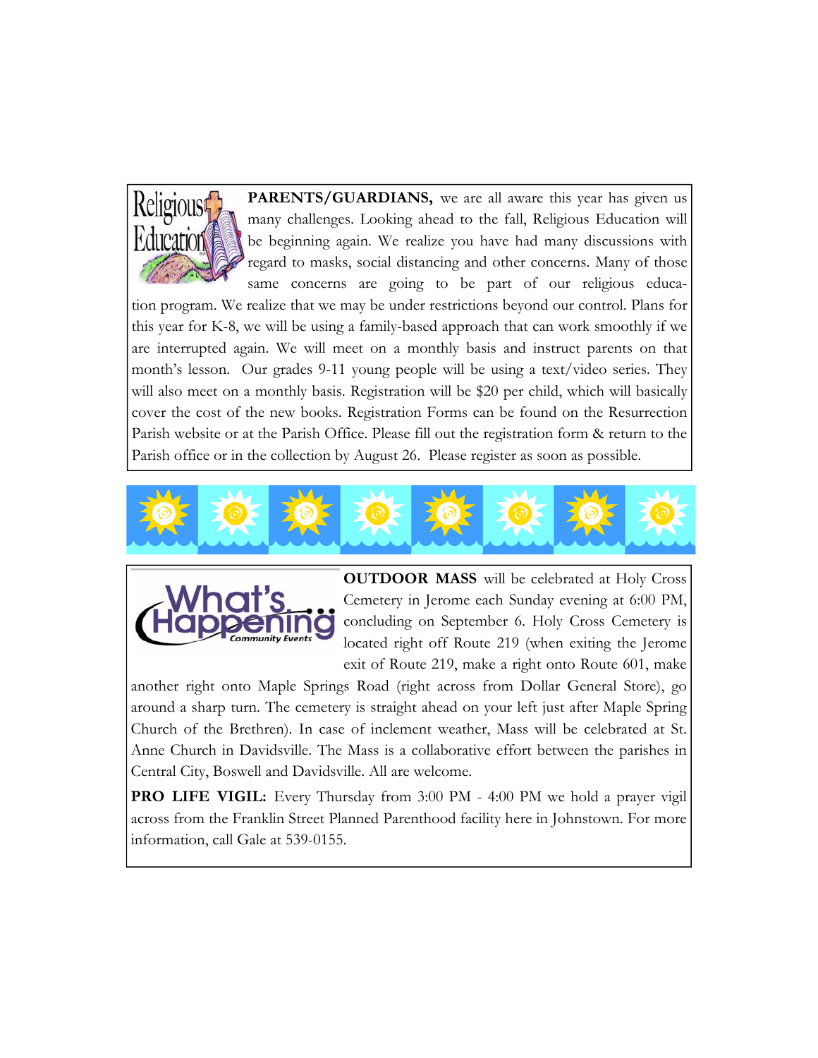**PARENTS/GUARDIANS,** we are all aware this year has given us many challenges. Looking ahead to the fall, Religious Education will be beginning again. We realize you have had many discussions with regard to masks, social distancing and other concerns. Many of those same concerns are going to be part of our religious education program. We realize that we may be under restrictions beyond our control. Plans for this year for K-8, we will be using a family-based approach that can work smoothly if we are interrupted again. We will meet on a monthly basis and instruct parents on that month's lesson. Our grades 9-11 young people will be using a text/video series. They will also meet on a monthly basis. Registration will be $20 per child, which will basically cover the cost of the new books. Registration Forms can be found on the Resurrection Parish website or at the Parish Office. Please fill out the registration form & return to the Parish office or in the collection by August 26. Please register as soon as possible.

**OUTDOOR MASS** will be celebrated at Holy Cross Cemetery in Jerome each Sunday evening at 6:00 PM, concluding on September 6. Holy Cross Cemetery is located right off Route 219 (when exiting the Jerome exit of Route 219, make a right onto Route 601, make another right onto Maple Springs Road (right across from Dollar General Store), go around a sharp turn. The cemetery is straight ahead on your left just after Maple Spring Church of the Brethren). In case of inclement weather, Mass will be celebrated at St. Anne Church in Davidsville. The Mass is a collaborative effort between the parishes in Central City, Boswell and Davidsville. All are welcome.

**PRO LIFE VIGIL:** Every Thursday from 3:00 PM - 4:00 PM we hold a prayer vigil across from the Franklin Street Planned Parenthood facility here in Johnstown. For more information, call Gale at 539-0155.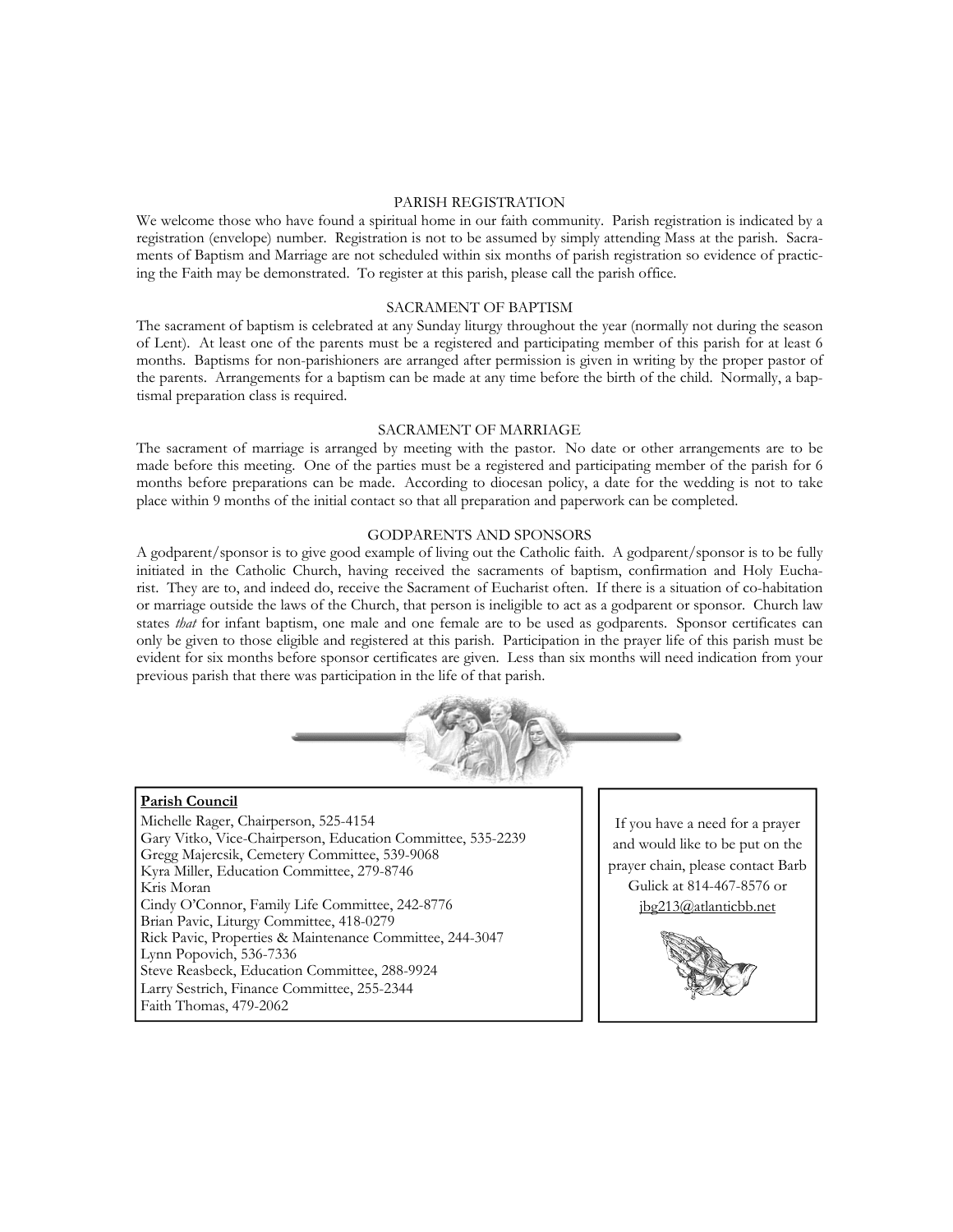## PARISH REGISTRATION

We welcome those who have found a spiritual home in our faith community. Parish registration is indicated by a registration (envelope) number. Registration is not to be assumed by simply attending Mass at the parish. Sacraments of Baptism and Marriage are not scheduled within six months of parish registration so evidence of practicing the Faith may be demonstrated. To register at this parish, please call the parish office.

## SACRAMENT OF BAPTISM

The sacrament of baptism is celebrated at any Sunday liturgy throughout the year (normally not during the season of Lent). At least one of the parents must be a registered and participating member of this parish for at least 6 months. Baptisms for non-parishioners are arranged after permission is given in writing by the proper pastor of the parents. Arrangements for a baptism can be made at any time before the birth of the child. Normally, a baptismal preparation class is required.

## SACRAMENT OF MARRIAGE

The sacrament of marriage is arranged by meeting with the pastor. No date or other arrangements are to be made before this meeting. One of the parties must be a registered and participating member of the parish for 6 months before preparations can be made. According to diocesan policy, a date for the wedding is not to take place within 9 months of the initial contact so that all preparation and paperwork can be completed.

## GODPARENTS AND SPONSORS

A godparent/sponsor is to give good example of living out the Catholic faith. A godparent/sponsor is to be fully initiated in the Catholic Church, having received the sacraments of baptism, confirmation and Holy Eucharist. They are to, and indeed do, receive the Sacrament of Eucharist often. If there is a situation of co-habitation or marriage outside the laws of the Church, that person is ineligible to act as a godparent or sponsor. Church law states *that* for infant baptism, one male and one female are to be used as godparents. Sponsor certificates can only be given to those eligible and registered at this parish. Participation in the prayer life of this parish must be evident for six months before sponsor certificates are given. Less than six months will need indication from your previous parish that there was participation in the life of that parish.

**Parish Council**

Michelle Rager, Chairperson, 525-4154
Gary Vitko, Vice-Chairperson, Education Committee, 535-2239
Gregg Majercsik, Cemetery Committee, 539-9068
Kyra Miller, Education Committee, 279-8746
Kris Moran
Cindy O'Connor, Family Life Committee, 242-8776
Brian Pavic, Liturgy Committee, 418-0279
Rick Pavic, Properties & Maintenance Committee, 244-3047
Lynn Popovich, 536-7336
Steve Reasbeck, Education Committee, 288-9924
Larry Sestrich, Finance Committee, 255-2344
Faith Thomas, 479-2062

If you have a need for a prayer and would like to be put on the prayer chain, please contact Barb Gulick at 814-467-8576 or jbg213@atlanticbb.net